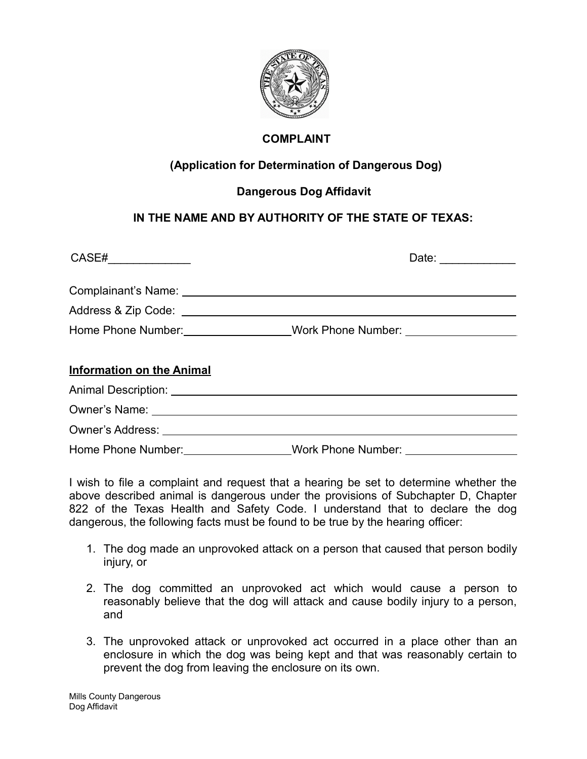# COMPLAINT

## (Application for Determination of Dangerous Dog)

## Dangerous Dog Affidavit

## IN THE NAME AND BY AUTHORITY OF THE STATE OF TEXAS:

CASE#_____________ Date: ____________

Complainant's Name: ____________________________________________

Address & Zip Code: ____________________________________________

Home Phone Number: _________________ Work Phone Number: _________________

**<u>Information on the Animal</u>**

Animal Description: ____________________________________________

Owner's Name: ____________________________________________

Owner's Address: ____________________________________________

Home Phone Number: _________________ Work Phone Number: _________________

I wish to file a complaint and request that a hearing be set to determine whether the above described animal is dangerous under the provisions of Subchapter D, Chapter 822 of the Texas Health and Safety Code. I understand that to declare the dog dangerous, the following facts must be found to be true by the hearing officer:

1. The dog made an unprovoked attack on a person that caused that person bodily injury, or

2. The dog committed an unprovoked act which would cause a person to reasonably believe that the dog will attack and cause bodily injury to a person, and

3. The unprovoked attack or unprovoked act occurred in a place other than an enclosure in which the dog was being kept and that was reasonably certain to prevent the dog from leaving the enclosure on its own.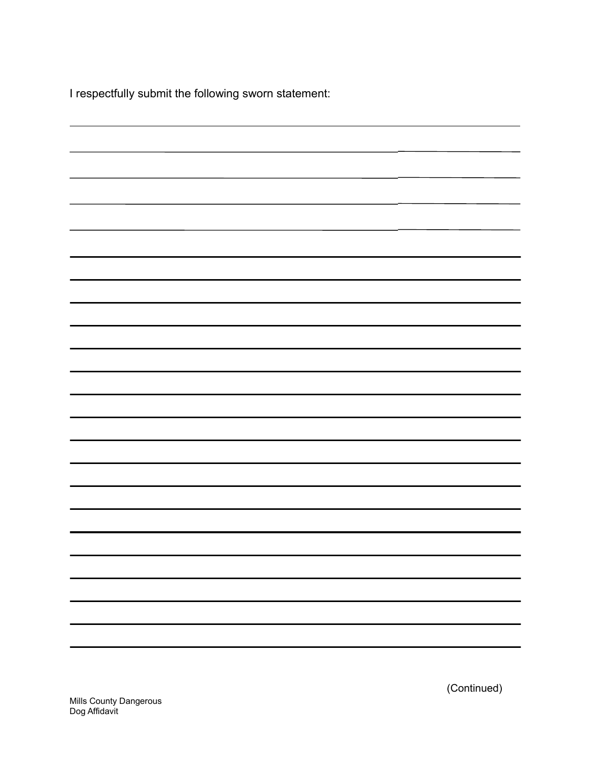I respectfully submit the following sworn statement:

\_\_\_\_\_\_\_\_\_\_\_\_\_\_\_\_\_\_\_\_\_\_\_\_\_\_\_\_\_\_\_\_\_\_\_\_\_\_\_\_\_\_\_\_\_\_\_\_\_\_\_\_\_\_\_\_\_\_\_\_\_\_\_\_\_\_\_\_\_\_\_\_

\_\_\_\_\_\_\_\_\_\_\_\_\_\_\_\_\_\_\_\_\_\_\_\_\_\_\_\_\_\_\_\_\_\_\_\_\_\_\_\_\_\_\_\_\_\_\_\_\_\_\_\_\_\_\_\_\_\_\_\_\_\_\_\_\_\_\_\_\_\_\_\_

\_\_\_\_\_\_\_\_\_\_\_\_\_\_\_\_\_\_\_\_\_\_\_\_\_\_\_\_\_\_\_\_\_\_\_\_\_\_\_\_\_\_\_\_\_\_\_\_\_\_\_\_\_\_\_\_\_\_\_\_\_\_\_\_\_\_\_\_\_\_\_\_

\_\_\_\_\_\_\_\_\_\_\_\_\_\_\_\_\_\_\_\_\_\_\_\_\_\_\_\_\_\_\_\_\_\_\_\_\_\_\_\_\_\_\_\_\_\_\_\_\_\_\_\_\_\_\_\_\_\_\_\_\_\_\_\_\_\_\_\_\_\_\_\_

\_\_\_\_\_\_\_\_\_\_\_\_\_\_\_\_\_\_\_\_\_\_\_\_\_\_\_\_\_\_\_\_\_\_\_\_\_\_\_\_\_\_\_\_\_\_\_\_\_\_\_\_\_\_\_\_\_\_\_\_\_\_\_\_\_\_\_\_\_\_\_\_

\_\_\_\_\_\_\_\_\_\_\_\_\_\_\_\_\_\_\_\_\_\_\_\_\_\_\_\_\_\_\_\_\_\_\_\_\_\_\_\_\_\_\_\_\_\_\_\_\_\_\_\_\_\_\_\_\_\_\_\_\_\_\_\_\_\_\_\_\_\_\_\_

\_\_\_\_\_\_\_\_\_\_\_\_\_\_\_\_\_\_\_\_\_\_\_\_\_\_\_\_\_\_\_\_\_\_\_\_\_\_\_\_\_\_\_\_\_\_\_\_\_\_\_\_\_\_\_\_\_\_\_\_\_\_\_\_\_\_\_\_\_\_\_\_

\_\_\_\_\_\_\_\_\_\_\_\_\_\_\_\_\_\_\_\_\_\_\_\_\_\_\_\_\_\_\_\_\_\_\_\_\_\_\_\_\_\_\_\_\_\_\_\_\_\_\_\_\_\_\_\_\_\_\_\_\_\_\_\_\_\_\_\_\_\_\_\_

\_\_\_\_\_\_\_\_\_\_\_\_\_\_\_\_\_\_\_\_\_\_\_\_\_\_\_\_\_\_\_\_\_\_\_\_\_\_\_\_\_\_\_\_\_\_\_\_\_\_\_\_\_\_\_\_\_\_\_\_\_\_\_\_\_\_\_\_\_\_\_\_

\_\_\_\_\_\_\_\_\_\_\_\_\_\_\_\_\_\_\_\_\_\_\_\_\_\_\_\_\_\_\_\_\_\_\_\_\_\_\_\_\_\_\_\_\_\_\_\_\_\_\_\_\_\_\_\_\_\_\_\_\_\_\_\_\_\_\_\_\_\_\_\_

\_\_\_\_\_\_\_\_\_\_\_\_\_\_\_\_\_\_\_\_\_\_\_\_\_\_\_\_\_\_\_\_\_\_\_\_\_\_\_\_\_\_\_\_\_\_\_\_\_\_\_\_\_\_\_\_\_\_\_\_\_\_\_\_\_\_\_\_\_\_\_\_

\_\_\_\_\_\_\_\_\_\_\_\_\_\_\_\_\_\_\_\_\_\_\_\_\_\_\_\_\_\_\_\_\_\_\_\_\_\_\_\_\_\_\_\_\_\_\_\_\_\_\_\_\_\_\_\_\_\_\_\_\_\_\_\_\_\_\_\_\_\_\_\_

\_\_\_\_\_\_\_\_\_\_\_\_\_\_\_\_\_\_\_\_\_\_\_\_\_\_\_\_\_\_\_\_\_\_\_\_\_\_\_\_\_\_\_\_\_\_\_\_\_\_\_\_\_\_\_\_\_\_\_\_\_\_\_\_\_\_\_\_\_\_\_\_

\_\_\_\_\_\_\_\_\_\_\_\_\_\_\_\_\_\_\_\_\_\_\_\_\_\_\_\_\_\_\_\_\_\_\_\_\_\_\_\_\_\_\_\_\_\_\_\_\_\_\_\_\_\_\_\_\_\_\_\_\_\_\_\_\_\_\_\_\_\_\_\_

\_\_\_\_\_\_\_\_\_\_\_\_\_\_\_\_\_\_\_\_\_\_\_\_\_\_\_\_\_\_\_\_\_\_\_\_\_\_\_\_\_\_\_\_\_\_\_\_\_\_\_\_\_\_\_\_\_\_\_\_\_\_\_\_\_\_\_\_\_\_\_\_

\_\_\_\_\_\_\_\_\_\_\_\_\_\_\_\_\_\_\_\_\_\_\_\_\_\_\_\_\_\_\_\_\_\_\_\_\_\_\_\_\_\_\_\_\_\_\_\_\_\_\_\_\_\_\_\_\_\_\_\_\_\_\_\_\_\_\_\_\_\_\_\_

\_\_\_\_\_\_\_\_\_\_\_\_\_\_\_\_\_\_\_\_\_\_\_\_\_\_\_\_\_\_\_\_\_\_\_\_\_\_\_\_\_\_\_\_\_\_\_\_\_\_\_\_\_\_\_\_\_\_\_\_\_\_\_\_\_\_\_\_\_\_\_\_

\_\_\_\_\_\_\_\_\_\_\_\_\_\_\_\_\_\_\_\_\_\_\_\_\_\_\_\_\_\_\_\_\_\_\_\_\_\_\_\_\_\_\_\_\_\_\_\_\_\_\_\_\_\_\_\_\_\_\_\_\_\_\_\_\_\_\_\_\_\_\_\_

\_\_\_\_\_\_\_\_\_\_\_\_\_\_\_\_\_\_\_\_\_\_\_\_\_\_\_\_\_\_\_\_\_\_\_\_\_\_\_\_\_\_\_\_\_\_\_\_\_\_\_\_\_\_\_\_\_\_\_\_\_\_\_\_\_\_\_\_\_\_\_\_

\_\_\_\_\_\_\_\_\_\_\_\_\_\_\_\_\_\_\_\_\_\_\_\_\_\_\_\_\_\_\_\_\_\_\_\_\_\_\_\_\_\_\_\_\_\_\_\_\_\_\_\_\_\_\_\_\_\_\_\_\_\_\_\_\_\_\_\_\_\_\_\_

\_\_\_\_\_\_\_\_\_\_\_\_\_\_\_\_\_\_\_\_\_\_\_\_\_\_\_\_\_\_\_\_\_\_\_\_\_\_\_\_\_\_\_\_\_\_\_\_\_\_\_\_\_\_\_\_\_\_\_\_\_\_\_\_\_\_\_\_\_\_\_\_

(Continued)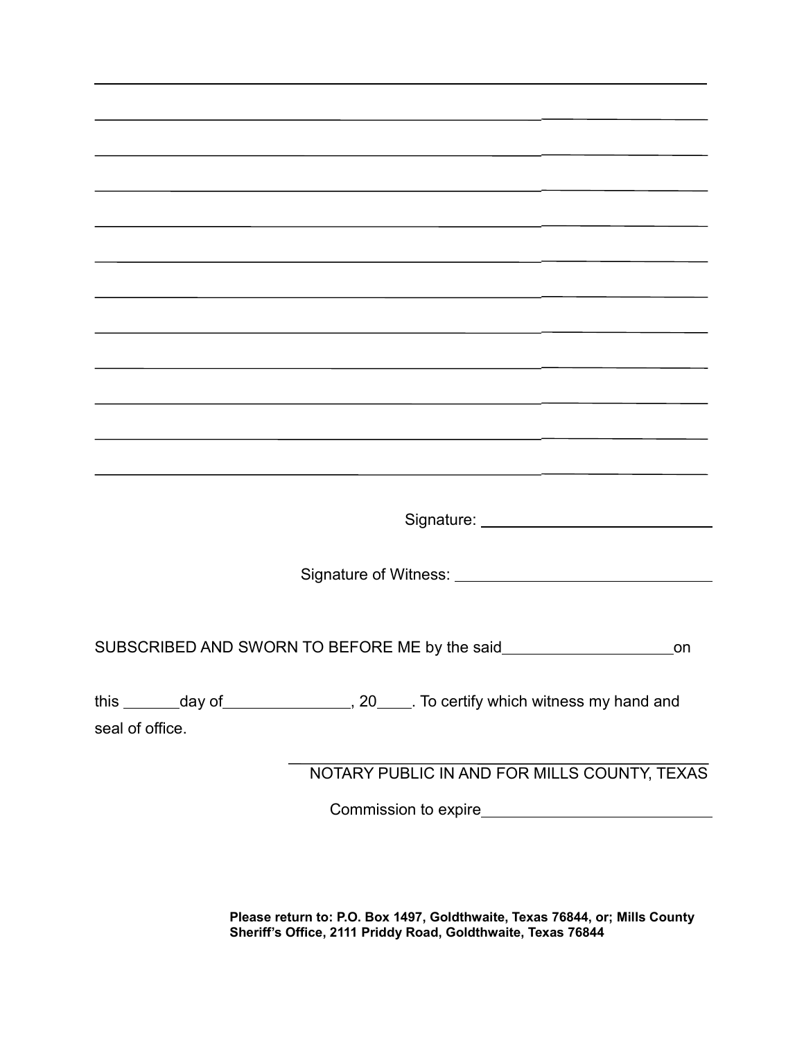Signature: ______________________________

Signature of Witness: ______________________________

SUBSCRIBED AND SWORN TO BEFORE ME by the said____________________on

this _______day of_______________, 20____. To certify which witness my hand and seal of office.

______________________________________________
NOTARY PUBLIC IN AND FOR MILLS COUNTY, TEXAS

Commission to expire___________________________

**Please return to: P.O. Box 1497, Goldthwaite, Texas 76844, or; Mills County Sheriff's Office, 2111 Priddy Road, Goldthwaite, Texas 76844**